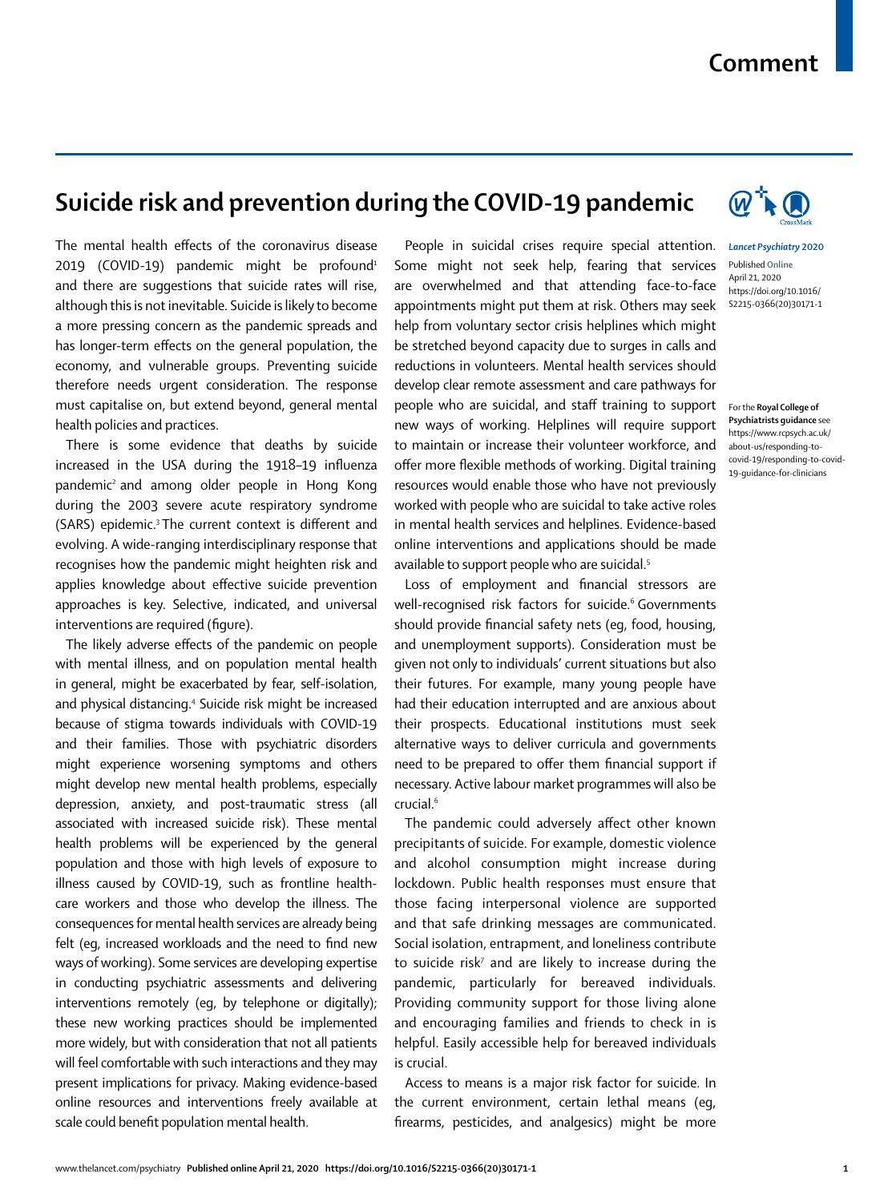# Suicide risk and prevention during the COVID-19 pandemic

*Lancet Psychiatry* 2020

Published Online April 21, 2020 https://doi.org/10.1016/S2215-0366(20)30171-1

The mental health effects of the coronavirus disease 2019 (COVID-19) pandemic might be profound[1] and there are suggestions that suicide rates will rise, although this is not inevitable. Suicide is likely to become a more pressing concern as the pandemic spreads and has longer-term effects on the general population, the economy, and vulnerable groups. Preventing suicide therefore needs urgent consideration. The response must capitalise on, but extend beyond, general mental health policies and practices.

There is some evidence that deaths by suicide increased in the USA during the 1918–19 influenza pandemic[2] and among older people in Hong Kong during the 2003 severe acute respiratory syndrome (SARS) epidemic.[3] The current context is different and evolving. A wide-ranging interdisciplinary response that recognises how the pandemic might heighten risk and applies knowledge about effective suicide prevention approaches is key. Selective, indicated, and universal interventions are required (figure).

The likely adverse effects of the pandemic on people with mental illness, and on population mental health in general, might be exacerbated by fear, self-isolation, and physical distancing.[4] Suicide risk might be increased because of stigma towards individuals with COVID-19 and their families. Those with psychiatric disorders might experience worsening symptoms and others might develop new mental health problems, especially depression, anxiety, and post-traumatic stress (all associated with increased suicide risk). These mental health problems will be experienced by the general population and those with high levels of exposure to illness caused by COVID-19, such as frontline health-care workers and those who develop the illness. The consequences for mental health services are already being felt (eg, increased workloads and the need to find new ways of working). Some services are developing expertise in conducting psychiatric assessments and delivering interventions remotely (eg, by telephone or digitally); these new working practices should be implemented more widely, but with consideration that not all patients will feel comfortable with such interactions and they may present implications for privacy. Making evidence-based online resources and interventions freely available at scale could benefit population mental health.

People in suicidal crises require special attention. Some might not seek help, fearing that services are overwhelmed and that attending face-to-face appointments might put them at risk. Others may seek help from voluntary sector crisis helplines which might be stretched beyond capacity due to surges in calls and reductions in volunteers. Mental health services should develop clear remote assessment and care pathways for people who are suicidal, and staff training to support new ways of working. Helplines will require support to maintain or increase their volunteer workforce, and offer more flexible methods of working. Digital training resources would enable those who have not previously worked with people who are suicidal to take active roles in mental health services and helplines. Evidence-based online interventions and applications should be made available to support people who are suicidal.[5]

For the **Royal College of Psychiatrists guidance** see https://www.rcpsych.ac.uk/about-us/responding-to-covid-19/responding-to-covid-19-guidance-for-clinicians

Loss of employment and financial stressors are well-recognised risk factors for suicide.[6] Governments should provide financial safety nets (eg, food, housing, and unemployment supports). Consideration must be given not only to individuals' current situations but also their futures. For example, many young people have had their education interrupted and are anxious about their prospects. Educational institutions must seek alternative ways to deliver curricula and governments need to be prepared to offer them financial support if necessary. Active labour market programmes will also be crucial.[6]

The pandemic could adversely affect other known precipitants of suicide. For example, domestic violence and alcohol consumption might increase during lockdown. Public health responses must ensure that those facing interpersonal violence are supported and that safe drinking messages are communicated. Social isolation, entrapment, and loneliness contribute to suicide risk[7] and are likely to increase during the pandemic, particularly for bereaved individuals. Providing community support for those living alone and encouraging families and friends to check in is helpful. Easily accessible help for bereaved individuals is crucial.

Access to means is a major risk factor for suicide. In the current environment, certain lethal means (eg, firearms, pesticides, and analgesics) might be more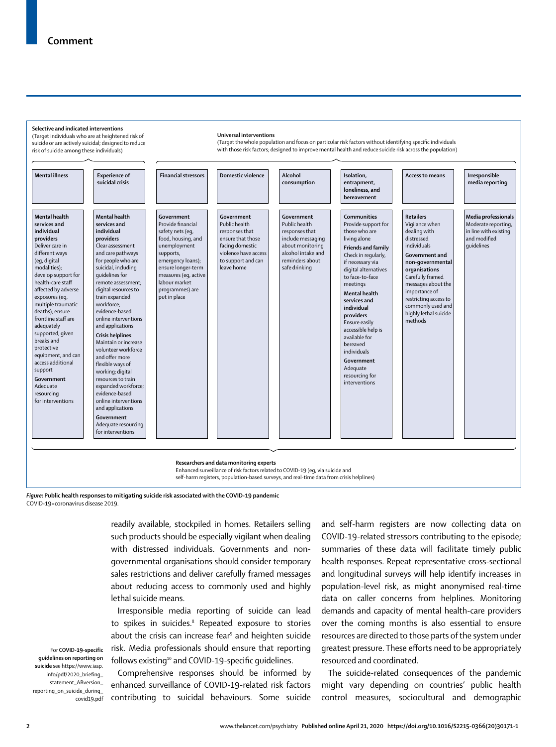## Comment

**Selective and indicated interventions**
(Target individuals who are at heightened risk of suicide or are actively suicidal; designed to reduce risk of suicide among these individuals)

**Universal interventions**
(Target the whole population and focus on particular risk factors without identifying specific individuals with those risk factors; designed to improve mental health and reduce suicide risk across the population)

| Mental illness | Experience of suicidal crisis | Financial stressors | Domestic violence | Alcohol consumption | Isolation, entrapment, loneliness, and bereavement | Access to means | Irresponsible media reporting |
|---|---|---|---|---|---|---|---|
| **Mental health services and individual providers** Deliver care in different ways (eg, digital modalities); develop support for health-care staff affected by adverse exposures (eg, multiple traumatic deaths); ensure frontline staff are adequately supported, given breaks and protective equipment, and can access additional support **Government** Adequate resourcing for interventions | **Mental health services and individual providers** Clear assessment and care pathways for people who are suicidal, including guidelines for remote assessment; digital resources to train expanded workforce; evidence-based online interventions and applications **Crisis helplines** Maintain or increase volunteer workforce and offer more flexible ways of working; digital resources to train expanded workforce; evidence-based online interventions and applications **Government** Adequate resourcing for interventions | **Government** Provide financial safety nets (eg, food, housing, and unemployment supports, emergency loans); ensure longer-term measures (eg, active labour market programmes) are put in place | **Government** Public health responses that ensure that those facing domestic violence have access to support and can leave home | **Government** Public health responses that include messaging about monitoring alcohol intake and reminders about safe drinking | **Communities** Provide support for those who are living alone **Friends and family** Check in regularly, if necessary via digital alternatives to face-to-face meetings **Mental health services and individual providers** Ensure easily accessible help is available for bereaved individuals **Government** Adequate resourcing for interventions | **Retailers** Vigilance when dealing with distressed individuals **Government and non-governmental organisations** Carefully framed messages about the importance of restricting access to commonly used and highly lethal suicide methods | **Media professionals** Moderate reporting, in line with existing and modified guidelines |

**Researchers and data monitoring experts**
Enhanced surveillance of risk factors related to COVID-19 (eg, via suicide and self-harm registers, population-based surveys, and real-time data from crisis helplines)

***Figure:*** **Public health responses to mitigating suicide risk associated with the COVID-19 pandemic**
COVID-19=coronavirus disease 2019.

readily available, stockpiled in homes. Retailers selling such products should be especially vigilant when dealing with distressed individuals. Governments and non-governmental organisations should consider temporary sales restrictions and deliver carefully framed messages about reducing access to commonly used and highly lethal suicide means.

Irresponsible media reporting of suicide can lead to spikes in suicides.[8] Repeated exposure to stories about the crisis can increase fear[9] and heighten suicide risk. Media professionals should ensure that reporting follows existing[10] and COVID-19-specific guidelines.

For **COVID-19-specific guidelines on reporting on suicide** see https://www.iasp.info/pdf/2020_briefing_statement_ABversion_reporting_on_suicide_during_covid19.pdf

Comprehensive responses should be informed by enhanced surveillance of COVID-19-related risk factors contributing to suicidal behaviours. Some suicide and self-harm registers are now collecting data on COVID-19-related stressors contributing to the episode; summaries of these data will facilitate timely public health responses. Repeat representative cross-sectional and longitudinal surveys will help identify increases in population-level risk, as might anonymised real-time data on caller concerns from helplines. Monitoring demands and capacity of mental health-care providers over the coming months is also essential to ensure resources are directed to those parts of the system under greatest pressure. These efforts need to be appropriately resourced and coordinated.

The suicide-related consequences of the pandemic might vary depending on countries' public health control measures, sociocultural and demographic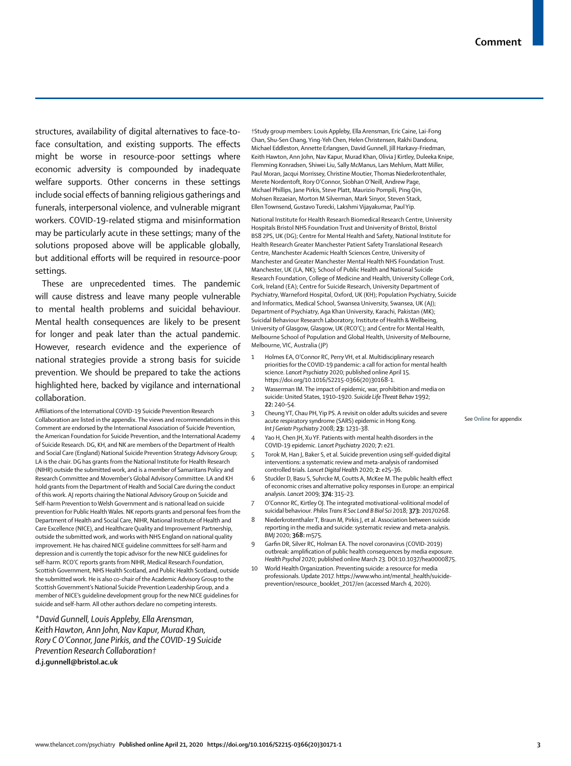structures, availability of digital alternatives to face-to-face consultation, and existing supports. The effects might be worse in resource-poor settings where economic adversity is compounded by inadequate welfare supports. Other concerns in these settings include social effects of banning religious gatherings and funerals, interpersonal violence, and vulnerable migrant workers. COVID-19-related stigma and misinformation may be particularly acute in these settings; many of the solutions proposed above will be applicable globally, but additional efforts will be required in resource-poor settings.

These are unprecedented times. The pandemic will cause distress and leave many people vulnerable to mental health problems and suicidal behaviour. Mental health consequences are likely to be present for longer and peak later than the actual pandemic. However, research evidence and the experience of national strategies provide a strong basis for suicide prevention. We should be prepared to take the actions highlighted here, backed by vigilance and international collaboration.

Affiliations of the International COVID-19 Suicide Prevention Research Collaboration are listed in the appendix. The views and recommendations in this Comment are endorsed by the International Association of Suicide Prevention, the American Foundation for Suicide Prevention, and the International Academy of Suicide Research. DG, KH, and NK are members of the Department of Health and Social Care (England) National Suicide Prevention Strategy Advisory Group; LA is the chair. DG has grants from the National Institute for Health Research (NIHR) outside the submitted work, and is a member of Samaritans Policy and Research Committee and Movember's Global Advisory Committee. LA and KH hold grants from the Department of Health and Social Care during the conduct of this work. AJ reports chairing the National Advisory Group on Suicide and Self-harm Prevention to Welsh Government and is national lead on suicide prevention for Public Health Wales. NK reports grants and personal fees from the Department of Health and Social Care, NIHR, National Institute of Health and Care Excellence (NICE), and Healthcare Quality and Improvement Partnership, outside the submitted work, and works with NHS England on national quality improvement. He has chaired NICE guideline committees for self-harm and depression and is currently the topic advisor for the new NICE guidelines for self-harm. RCO'C reports grants from NIHR, Medical Research Foundation, Scottish Government, NHS Health Scotland, and Public Health Scotland, outside the submitted work. He is also co-chair of the Academic Advisory Group to the Scottish Government's National Suicide Prevention Leadership Group, and a member of NICE's guideline development group for the new NICE guidelines for suicide and self-harm. All other authors declare no competing interests.

*\*David Gunnell, Louis Appleby, Ella Arensman, Keith Hawton, Ann John, Nav Kapur, Murad Khan, Rory C O'Connor, Jane Pirkis, and the COVID-19 Suicide Prevention Research Collaboration†*
**d.j.gunnell@bristol.ac.uk**

†Study group members: Louis Appleby, Ella Arensman, Eric Caine, Lai-Fong Chan, Shu-Sen Chang, Ying-Yeh Chen, Helen Christensen, Rakhi Dandona, Michael Eddleston, Annette Erlangsen, David Gunnell, Jill Harkavy-Friedman, Keith Hawton, Ann John, Nav Kapur, Murad Khan, Olivia J Kirtley, Duleeka Knipe, Flemming Konradsen, Shiwei Liu, Sally McManus, Lars Mehlum, Matt Miller, Paul Moran, Jacqui Morrissey, Christine Moutier, Thomas Niederkrotenthaler, Merete Nordentoft, Rory O'Connor, Siobhan O'Neill, Andrew Page, Michael Phillips, Jane Pirkis, Steve Platt, Maurizio Pompili, Ping Qin, Mohsen Rezaeian, Morton M Silverman, Mark Sinyor, Steven Stack, Ellen Townsend, Gustavo Turecki, Lakshmi Vijayakumar, Paul Yip.

National Institute for Health Research Biomedical Research Centre, University Hospitals Bristol NHS Foundation Trust and University of Bristol, Bristol BS8 2PS, UK (DG); Centre for Mental Health and Safety, National Institute for Health Research Greater Manchester Patient Safety Translational Research Centre, Manchester Academic Health Sciences Centre, University of Manchester and Greater Manchester Mental Health NHS Foundation Trust. Manchester, UK (LA, NK); School of Public Health and National Suicide Research Foundation, College of Medicine and Health, University College Cork, Cork, Ireland (EA); Centre for Suicide Research, University Department of Psychiatry, Warneford Hospital, Oxford, UK (KH); Population Psychiatry, Suicide and Informatics, Medical School, Swansea University, Swansea, UK (AJ); Department of Psychiatry, Aga Khan University, Karachi, Pakistan (MK); Suicidal Behaviour Research Laboratory, Institute of Health & Wellbeing, University of Glasgow, Glasgow, UK (RCO'C); and Centre for Mental Health, Melbourne School of Population and Global Health, University of Melbourne, Melbourne, VIC, Australia (JP)

See **Online** for appendix

1. Holmes EA, O'Connor RC, Perry VH, et al. Multidisciplinary research priorities for the COVID-19 pandemic: a call for action for mental health science. *Lancet Psychiatry* 2020; published online April 15. https://doi.org/10.1016/S2215-0366(20)30168-1.
2. Wasserman IM. The impact of epidemic, war, prohibition and media on suicide: United States, 1910–1920. *Suicide Life Threat Behav* 1992; **22:** 240–54.
3. Cheung YT, Chau PH, Yip PS. A revisit on older adults suicides and severe acute respiratory syndrome (SARS) epidemic in Hong Kong. *Int J Geriatr Psychiatry* 2008; **23:** 1231–38.
4. Yao H, Chen JH, Xu YF. Patients with mental health disorders in the COVID-19 epidemic. *Lancet Psychiatry* 2020; **7:** e21.
5. Torok M, Han J, Baker S, et al. Suicide prevention using self-guided digital interventions: a systematic review and meta-analysis of randomised controlled trials. *Lancet Digital Health* 2020; **2:** e25–36.
6. Stuckler D, Basu S, Suhrcke M, Coutts A, McKee M. The public health effect of economic crises and alternative policy responses in Europe: an empirical analysis. *Lancet* 2009; **374:** 315–23.
7. O'Connor RC, Kirtley OJ. The integrated motivational-volitional model of suicidal behaviour. *Philos Trans R Soc Lond B Biol Sci* 2018; **373:** 20170268.
8. Niederkrotenthaler T, Braun M, Pirkis J, et al. Association between suicide reporting in the media and suicide: systematic review and meta-analysis. *BMJ* 2020; **368:** m575.
9. Garfin DR, Silver RC, Holman EA. The novel coronavirus (COVID-2019) outbreak: amplification of public health consequences by media exposure. *Health Psychol* 2020; published online March 23. DOI:10.1037/hea0000875.
10. World Health Organization. Preventing suicide: a resource for media professionals. Update 2017. https://www.who.int/mental_health/suicide-prevention/resource_booklet_2017/en (accessed March 4, 2020).